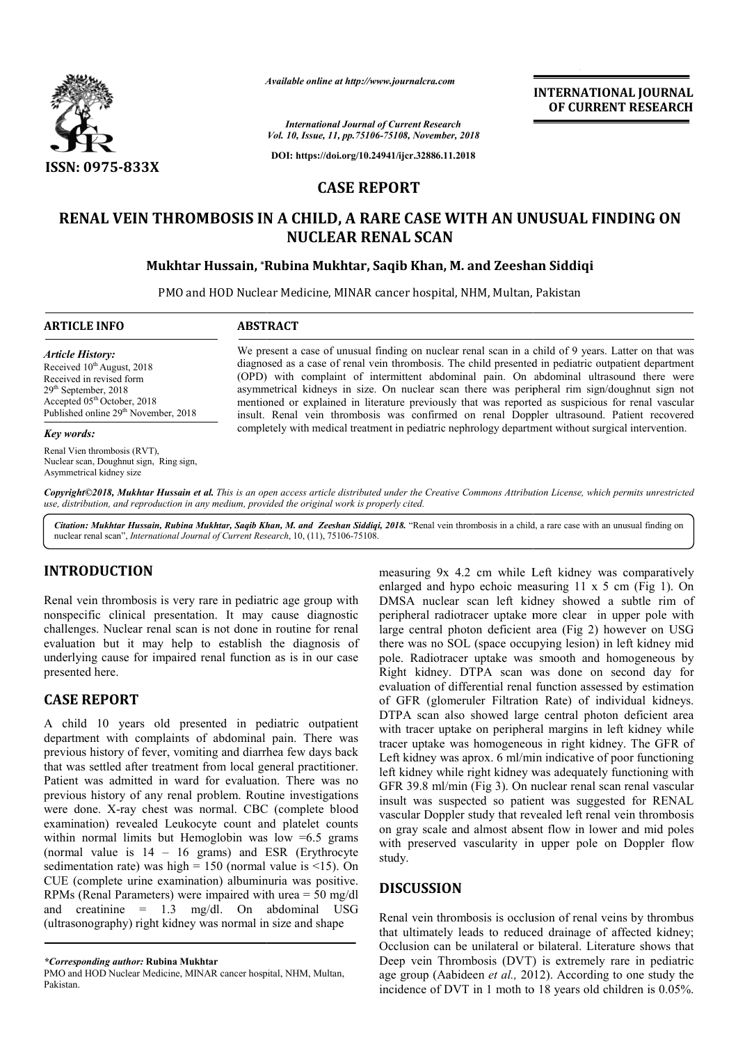*Available online at http://www.journalcra.com*

*International Journal of Current Research*
*Vol. 10, Issue, 11, pp.75106-75108, November, 2018*

**DOI: https://doi.org/10.24941/ijcr.32886.11.2018**

**INTERNATIONAL JOURNAL OF CURRENT RESEARCH**

**ISSN: 0975-833X**

## CASE REPORT

# RENAL VEIN THROMBOSIS IN A CHILD, A RARE CASE WITH AN UNUSUAL FINDING ON NUCLEAR RENAL SCAN

**Mukhtar Hussain, \*Rubina Mukhtar, Saqib Khan, M. and Zeeshan Siddiqi**

PMO and HOD Nuclear Medicine, MINAR cancer hospital, NHM, Multan, Pakistan

**ARTICLE INFO**

***Article History:***

Received 10th August, 2018
Received in revised form 29th September, 2018
Accepted 05th October, 2018
Published online 29th November, 2018

***Key words:***

Renal Vien thrombosis (RVT), Nuclear scan, Doughnut sign, Ring sign, Asymmetrical kidney size

**ABSTRACT**

We present a case of unusual finding on nuclear renal scan in a child of 9 years. Latter on that was diagnosed as a case of renal vein thrombosis. The child presented in pediatric outpatient department (OPD) with complaint of intermittent abdominal pain. On abdominal ultrasound there were asymmetrical kidneys in size. On nuclear scan there was peripheral rim sign/doughnut sign not mentioned or explained in literature previously that was reported as suspicious for renal vascular insult. Renal vein thrombosis was confirmed on renal Doppler ultrasound. Patient recovered completely with medical treatment in pediatric nephrology department without surgical intervention.

*Copyright©2018, Mukhtar Hussain et al. This is an open access article distributed under the Creative Commons Attribution License, which permits unrestricted use, distribution, and reproduction in any medium, provided the original work is properly cited.*

*Citation: Mukhtar Hussain, Rubina Mukhtar, Saqib Khan, M. and Zeeshan Siddiqi, 2018.* "Renal vein thrombosis in a child, a rare case with an unusual finding on nuclear renal scan", *International Journal of Current Research*, 10, (11), 75106-75108.

## INTRODUCTION

Renal vein thrombosis is very rare in pediatric age group with nonspecific clinical presentation. It may cause diagnostic challenges. Nuclear renal scan is not done in routine for renal evaluation but it may help to establish the diagnosis of underlying cause for impaired renal function as is in our case presented here.

## CASE REPORT

A child 10 years old presented in pediatric outpatient department with complaints of abdominal pain. There was previous history of fever, vomiting and diarrhea few days back that was settled after treatment from local general practitioner. Patient was admitted in ward for evaluation. There was no previous history of any renal problem. Routine investigations were done. X-ray chest was normal. CBC (complete blood examination) revealed Leukocyte count and platelet counts within normal limits but Hemoglobin was low =6.5 grams (normal value is 14 – 16 grams) and ESR (Erythrocyte sedimentation rate) was high = 150 (normal value is <15). On CUE (complete urine examination) albuminuria was positive. RPMs (Renal Parameters) were impaired with urea = 50 mg/dl and creatinine = 1.3 mg/dl. On abdominal USG (ultrasonography) right kidney was normal in size and shape measuring 9x 4.2 cm while Left kidney was comparatively enlarged and hypo echoic measuring 11 x 5 cm (Fig 1). On DMSA nuclear scan left kidney showed a subtle rim of peripheral radiotracer uptake more clear in upper pole with large central photon deficient area (Fig 2) however on USG there was no SOL (space occupying lesion) in left kidney mid pole. Radiotracer uptake was smooth and homogeneous by Right kidney. DTPA scan was done on second day for evaluation of differential renal function assessed by estimation of GFR (glomeruler Filtration Rate) of individual kidneys. DTPA scan also showed large central photon deficient area with tracer uptake on peripheral margins in left kidney while tracer uptake was homogeneous in right kidney. The GFR of Left kidney was aprox. 6 ml/min indicative of poor functioning left kidney while right kidney was adequately functioning with GFR 39.8 ml/min (Fig 3). On nuclear renal scan renal vascular insult was suspected so patient was suggested for RENAL vascular Doppler study that revealed left renal vein thrombosis on gray scale and almost absent flow in lower and mid poles with preserved vascularity in upper pole on Doppler flow study.

## DISCUSSION

Renal vein thrombosis is occlusion of renal veins by thrombus that ultimately leads to reduced drainage of affected kidney; Occlusion can be unilateral or bilateral. Literature shows that Deep vein Thrombosis (DVT) is extremely rare in pediatric age group (Aabideen *et al.,* 2012). According to one study the incidence of DVT in 1 moth to 18 years old children is 0.05%.

**\*Corresponding author:** Rubina Mukhtar
PMO and HOD Nuclear Medicine, MINAR cancer hospital, NHM, Multan, Pakistan.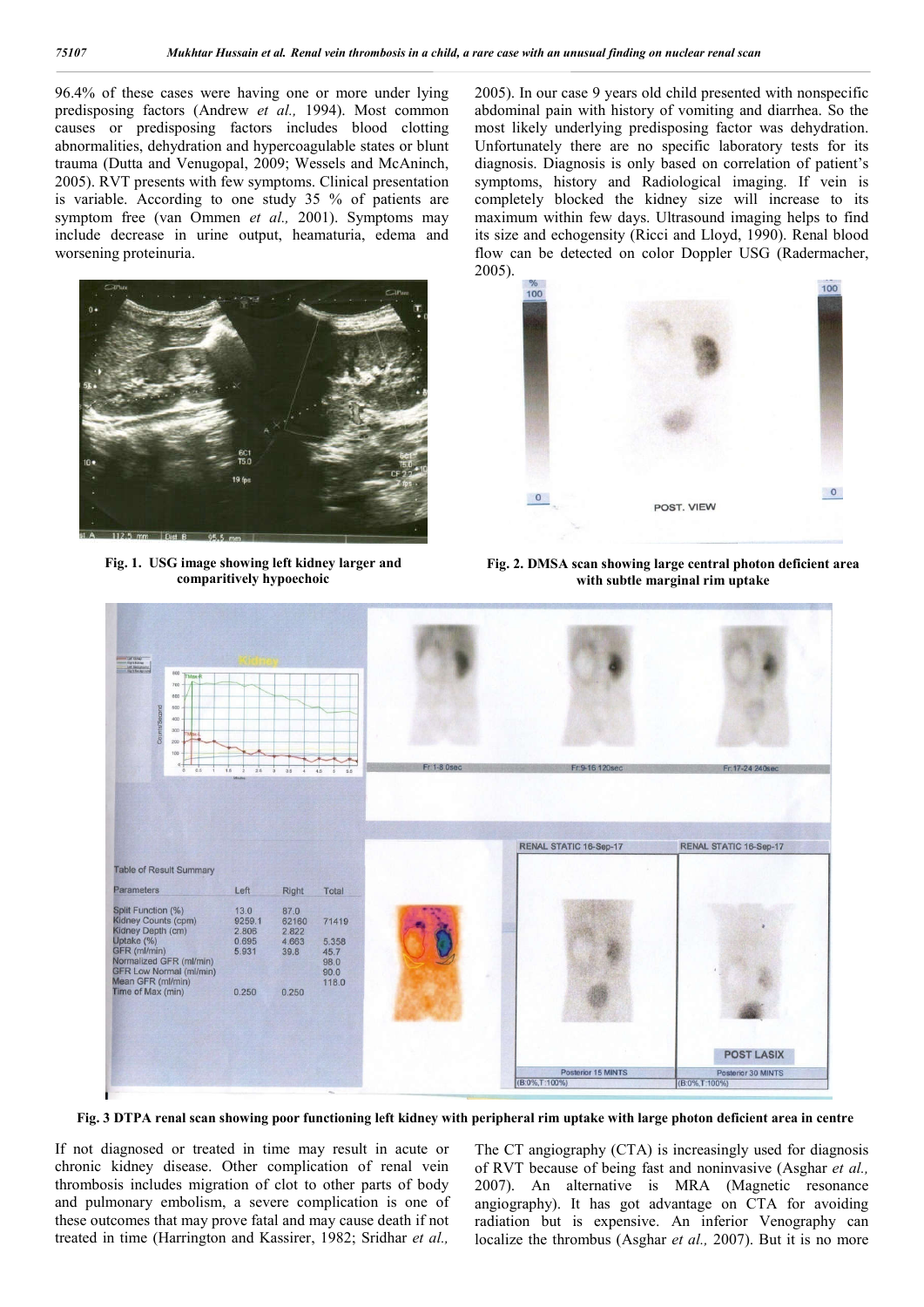96.4% of these cases were having one or more under lying predisposing factors (Andrew *et al.,* 1994). Most common causes or predisposing factors includes blood clotting abnormalities, dehydration and hypercoagulable states or blunt trauma (Dutta and Venugopal, 2009; Wessels and McAninch, 2005). RVT presents with few symptoms. Clinical presentation is variable. According to one study 35 % of patients are symptom free (van Ommen *et al.,* 2001). Symptoms may include decrease in urine output, heamaturia, edema and worsening proteinuria.

**Fig. 1. USG image showing left kidney larger and comparitively hypoechoic**

2005). In our case 9 years old child presented with nonspecific abdominal pain with history of vomiting and diarrhea. So the most likely underlying predisposing factor was dehydration. Unfortunately there are no specific laboratory tests for its diagnosis. Diagnosis is only based on correlation of patient's symptoms, history and Radiological imaging. If vein is completely blocked the kidney size will increase to its maximum within few days. Ultrasound imaging helps to find its size and echogensity (Ricci and Lloyd, 1990). Renal blood flow can be detected on color Doppler USG (Radermacher, 2005).

**Fig. 2. DMSA scan showing large central photon deficient area with subtle marginal rim uptake**

**Fig. 3 DTPA renal scan showing poor functioning left kidney with peripheral rim uptake with large photon deficient area in centre**

If not diagnosed or treated in time may result in acute or chronic kidney disease. Other complication of renal vein thrombosis includes migration of clot to other parts of body and pulmonary embolism, a severe complication is one of these outcomes that may prove fatal and may cause death if not treated in time (Harrington and Kassirer, 1982; Sridhar *et al.,*

The CT angiography (CTA) is increasingly used for diagnosis of RVT because of being fast and noninvasive (Asghar *et al.,* 2007). An alternative is MRA (Magnetic resonance angiography). It has got advantage on CTA for avoiding radiation but is expensive. An inferior Venography can localize the thrombus (Asghar *et al.,* 2007). But it is no more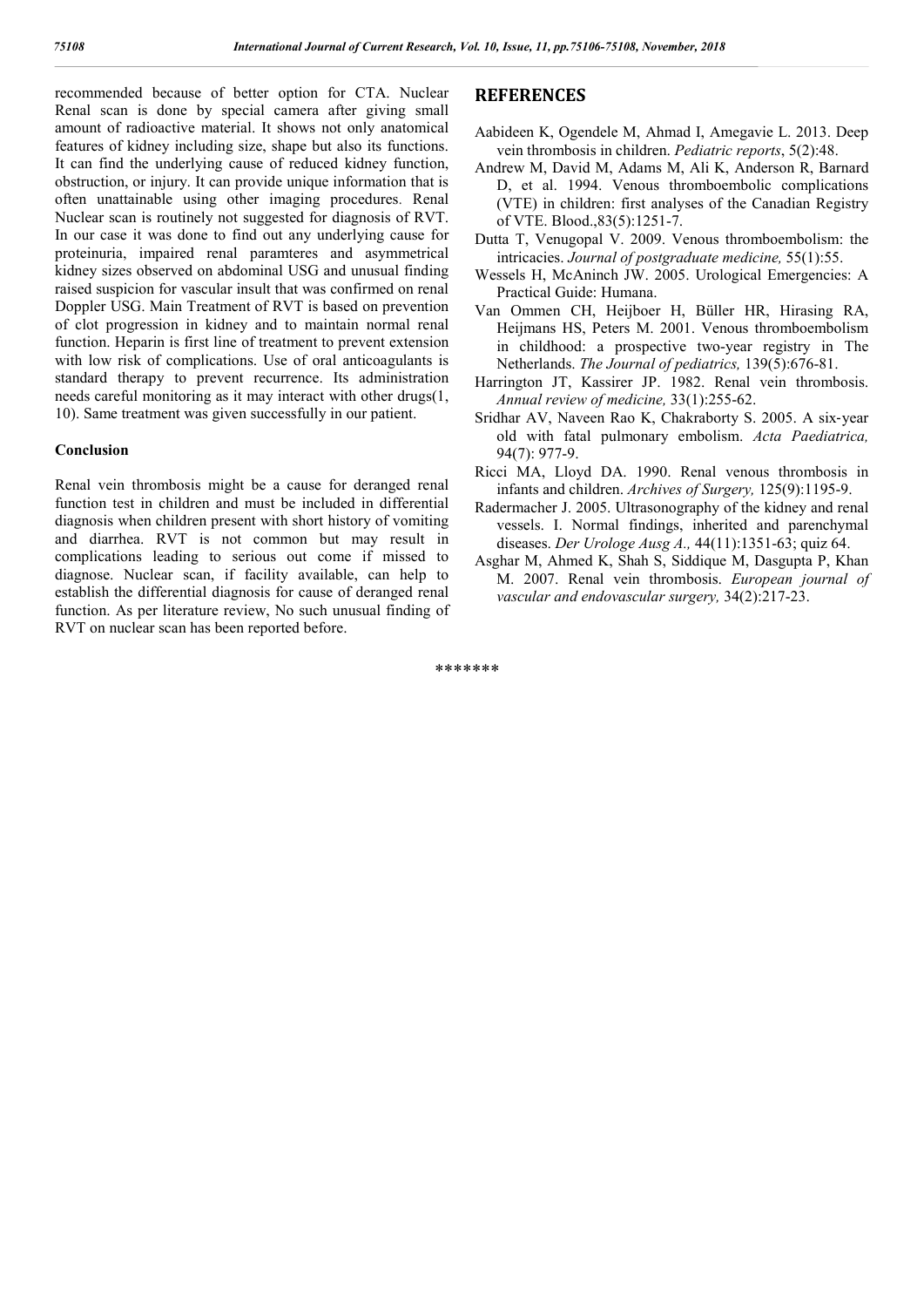recommended because of better option for CTA. Nuclear Renal scan is done by special camera after giving small amount of radioactive material. It shows not only anatomical features of kidney including size, shape but also its functions. It can find the underlying cause of reduced kidney function, obstruction, or injury. It can provide unique information that is often unattainable using other imaging procedures. Renal Nuclear scan is routinely not suggested for diagnosis of RVT. In our case it was done to find out any underlying cause for proteinuria, impaired renal paramteres and asymmetrical kidney sizes observed on abdominal USG and unusual finding raised suspicion for vascular insult that was confirmed on renal Doppler USG. Main Treatment of RVT is based on prevention of clot progression in kidney and to maintain normal renal function. Heparin is first line of treatment to prevent extension with low risk of complications. Use of oral anticoagulants is standard therapy to prevent recurrence. Its administration needs careful monitoring as it may interact with other drugs(1, 10). Same treatment was given successfully in our patient.

### Conclusion

Renal vein thrombosis might be a cause for deranged renal function test in children and must be included in differential diagnosis when children present with short history of vomiting and diarrhea. RVT is not common but may result in complications leading to serious out come if missed to diagnose. Nuclear scan, if facility available, can help to establish the differential diagnosis for cause of deranged renal function. As per literature review, No such unusual finding of RVT on nuclear scan has been reported before.

## REFERENCES

Aabideen K, Ogendele M, Ahmad I, Amegavie L. 2013. Deep vein thrombosis in children. *Pediatric reports*, 5(2):48.

Andrew M, David M, Adams M, Ali K, Anderson R, Barnard D, et al. 1994. Venous thromboembolic complications (VTE) in children: first analyses of the Canadian Registry of VTE. Blood.,83(5):1251-7.

Dutta T, Venugopal V. 2009. Venous thromboembolism: the intricacies. *Journal of postgraduate medicine,* 55(1):55.

Wessels H, McAninch JW. 2005. Urological Emergencies: A Practical Guide: Humana.

Van Ommen CH, Heijboer H, Büller HR, Hirasing RA, Heijmans HS, Peters M. 2001. Venous thromboembolism in childhood: a prospective two-year registry in The Netherlands. *The Journal of pediatrics,* 139(5):676-81.

Harrington JT, Kassirer JP. 1982. Renal vein thrombosis. *Annual review of medicine,* 33(1):255-62.

Sridhar AV, Naveen Rao K, Chakraborty S. 2005. A six-year old with fatal pulmonary embolism. *Acta Paediatrica,* 94(7): 977-9.

Ricci MA, Lloyd DA. 1990. Renal venous thrombosis in infants and children. *Archives of Surgery,* 125(9):1195-9.

Radermacher J. 2005. Ultrasonography of the kidney and renal vessels. I. Normal findings, inherited and parenchymal diseases. *Der Urologe Ausg A.,* 44(11):1351-63; quiz 64.

Asghar M, Ahmed K, Shah S, Siddique M, Dasgupta P, Khan M. 2007. Renal vein thrombosis. *European journal of vascular and endovascular surgery,* 34(2):217-23.

*******